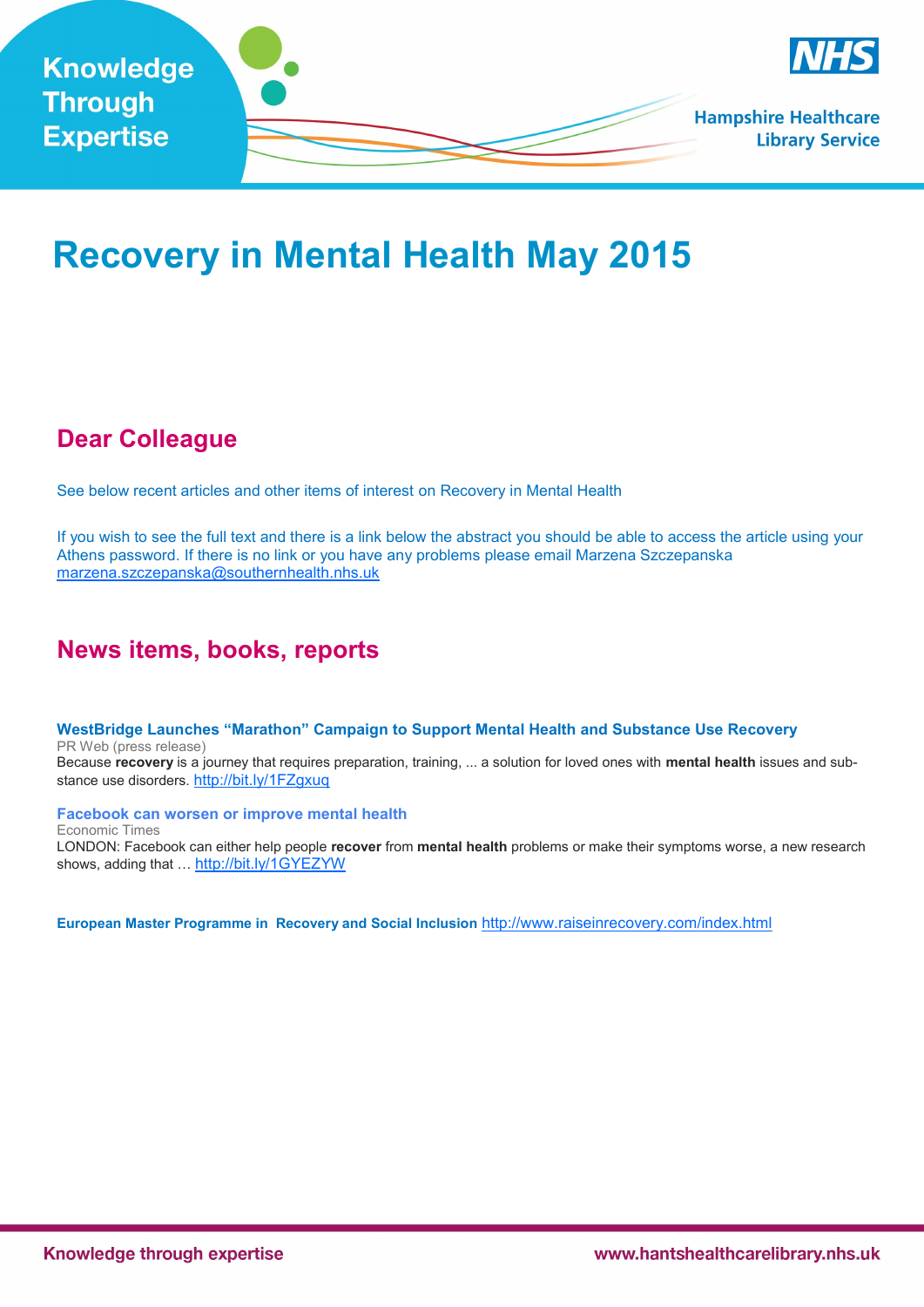Knowledge Through Expertise

Hampshire Healthcare Library Service

# Recovery in Mental Health May 2015

## Dear Colleague

See below recent articles and other items of interest on Recovery in Mental Health

If you wish to see the full text and there is a link below the abstract you should be able to access the article using your Athens password. If there is no link or you have any problems please email Marzena Szczepanska marzena.szczepanska@southernhealth.nhs.uk

## News items, books, reports

**WestBridge Launches "Marathon" Campaign to Support Mental Health and Substance Use Recovery**
PR Web (press release)
Because **recovery** is a journey that requires preparation, training, ... a solution for loved ones with **mental health** issues and substance use disorders. http://bit.ly/1FZgxuq

**Facebook can worsen or improve mental health**
Economic Times
LONDON: Facebook can either help people **recover** from **mental health** problems or make their symptoms worse, a new research shows, adding that … http://bit.ly/1GYEZYW

**European Master Programme in Recovery and Social Inclusion** http://www.raiseinrecovery.com/index.html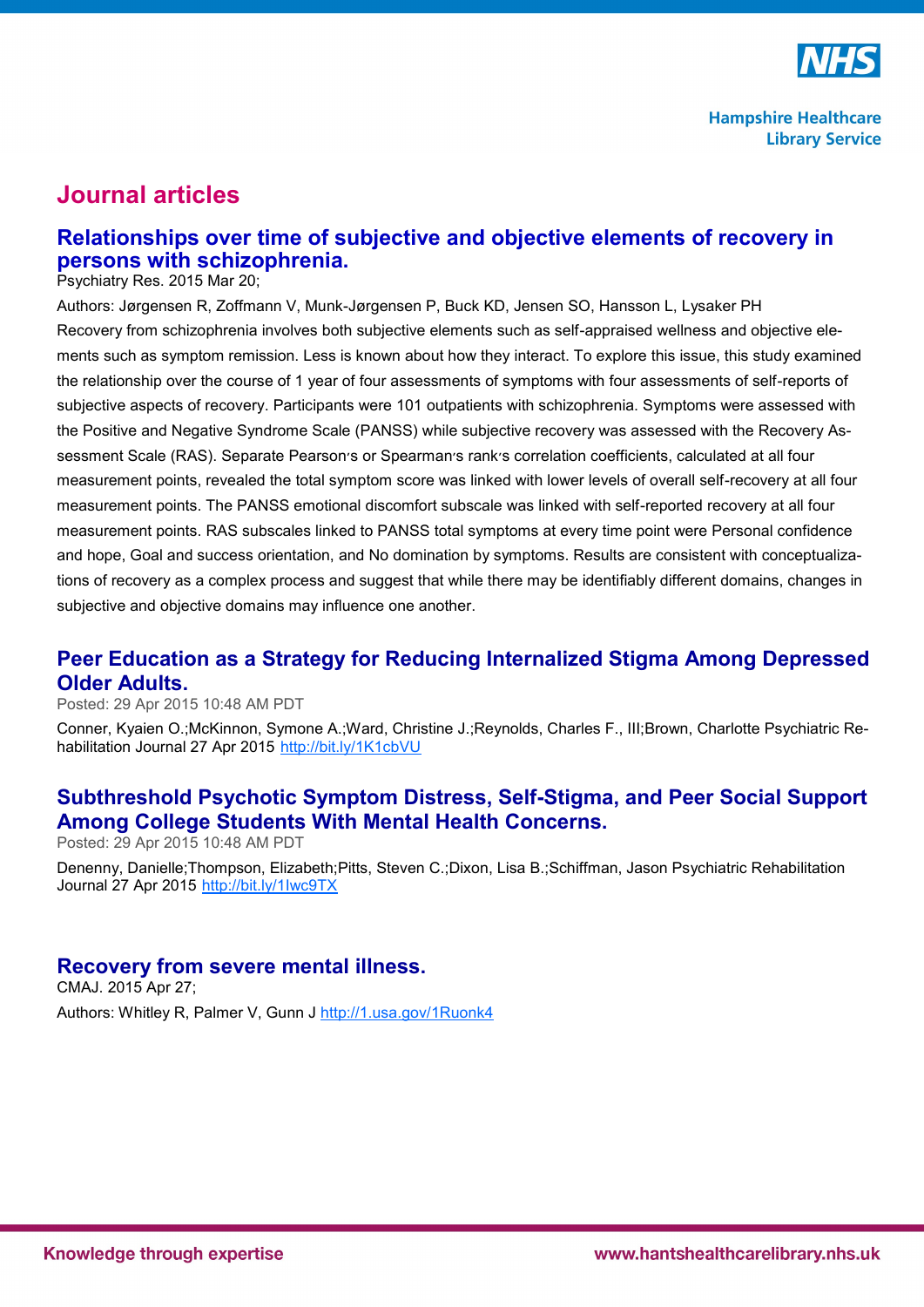# Journal articles

## Relationships over time of subjective and objective elements of recovery in persons with schizophrenia.

Psychiatry Res. 2015 Mar 20;

Authors: Jørgensen R, Zoffmann V, Munk-Jørgensen P, Buck KD, Jensen SO, Hansson L, Lysaker PH

Recovery from schizophrenia involves both subjective elements such as self-appraised wellness and objective elements such as symptom remission. Less is known about how they interact. To explore this issue, this study examined the relationship over the course of 1 year of four assessments of symptoms with four assessments of self-reports of subjective aspects of recovery. Participants were 101 outpatients with schizophrenia. Symptoms were assessed with the Positive and Negative Syndrome Scale (PANSS) while subjective recovery was assessed with the Recovery Assessment Scale (RAS). Separate Pearson׳s or Spearman׳s rank׳s correlation coefficients, calculated at all four measurement points, revealed the total symptom score was linked with lower levels of overall self-recovery at all four measurement points. The PANSS emotional discomfort subscale was linked with self-reported recovery at all four measurement points. RAS subscales linked to PANSS total symptoms at every time point were Personal confidence and hope, Goal and success orientation, and No domination by symptoms. Results are consistent with conceptualizations of recovery as a complex process and suggest that while there may be identifiably different domains, changes in subjective and objective domains may influence one another.

## Peer Education as a Strategy for Reducing Internalized Stigma Among Depressed Older Adults.

Posted: 29 Apr 2015 10:48 AM PDT

Conner, Kyaien O.;McKinnon, Symone A.;Ward, Christine J.;Reynolds, Charles F., III;Brown, Charlotte Psychiatric Rehabilitation Journal 27 Apr 2015 http://bit.ly/1K1cbVU

## Subthreshold Psychotic Symptom Distress, Self-Stigma, and Peer Social Support Among College Students With Mental Health Concerns.

Posted: 29 Apr 2015 10:48 AM PDT

Denenny, Danielle;Thompson, Elizabeth;Pitts, Steven C.;Dixon, Lisa B.;Schiffman, Jason Psychiatric Rehabilitation Journal 27 Apr 2015 http://bit.ly/1lwc9TX

## Recovery from severe mental illness.

CMAJ. 2015 Apr 27;

Authors: Whitley R, Palmer V, Gunn J http://1.usa.gov/1Ruonk4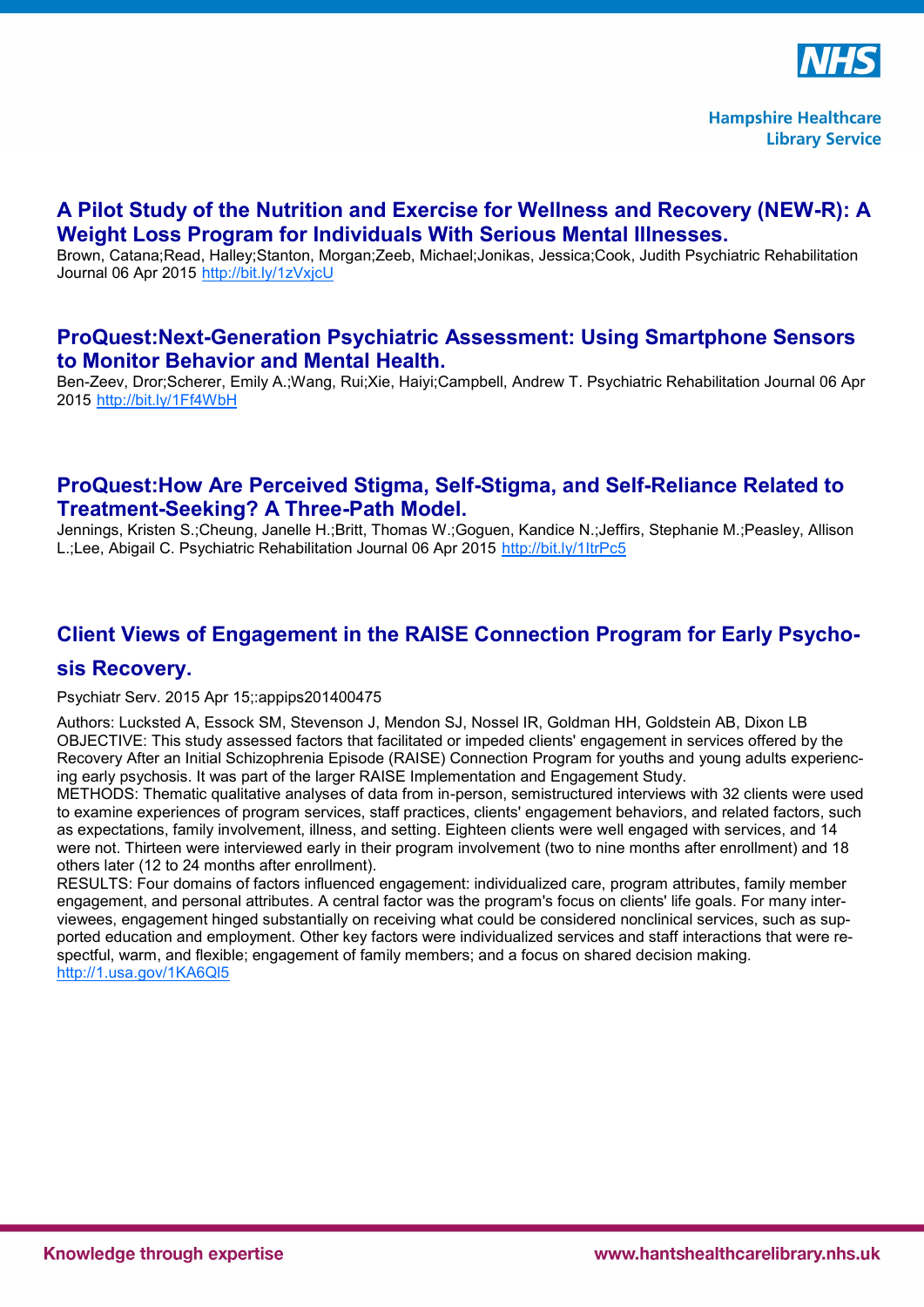## A Pilot Study of the Nutrition and Exercise for Wellness and Recovery (NEW-R): A Weight Loss Program for Individuals With Serious Mental Illnesses.

Brown, Catana;Read, Halley;Stanton, Morgan;Zeeb, Michael;Jonikas, Jessica;Cook, Judith Psychiatric Rehabilitation Journal 06 Apr 2015 http://bit.ly/1zVxjcU

## ProQuest:Next-Generation Psychiatric Assessment: Using Smartphone Sensors to Monitor Behavior and Mental Health.

Ben-Zeev, Dror;Scherer, Emily A.;Wang, Rui;Xie, Haiyi;Campbell, Andrew T. Psychiatric Rehabilitation Journal 06 Apr 2015 http://bit.ly/1Ff4WbH

## ProQuest:How Are Perceived Stigma, Self-Stigma, and Self-Reliance Related to Treatment-Seeking? A Three-Path Model.

Jennings, Kristen S.;Cheung, Janelle H.;Britt, Thomas W.;Goguen, Kandice N.;Jeffirs, Stephanie M.;Peasley, Allison L.;Lee, Abigail C. Psychiatric Rehabilitation Journal 06 Apr 2015 http://bit.ly/1ItrPc5

## Client Views of Engagement in the RAISE Connection Program for Early Psychosis Recovery.

Psychiatr Serv. 2015 Apr 15;:appips201400475

Authors: Lucksted A, Essock SM, Stevenson J, Mendon SJ, Nossel IR, Goldman HH, Goldstein AB, Dixon LB

OBJECTIVE: This study assessed factors that facilitated or impeded clients' engagement in services offered by the Recovery After an Initial Schizophrenia Episode (RAISE) Connection Program for youths and young adults experiencing early psychosis. It was part of the larger RAISE Implementation and Engagement Study.

METHODS: Thematic qualitative analyses of data from in-person, semistructured interviews with 32 clients were used to examine experiences of program services, staff practices, clients' engagement behaviors, and related factors, such as expectations, family involvement, illness, and setting. Eighteen clients were well engaged with services, and 14 were not. Thirteen were interviewed early in their program involvement (two to nine months after enrollment) and 18 others later (12 to 24 months after enrollment).

RESULTS: Four domains of factors influenced engagement: individualized care, program attributes, family member engagement, and personal attributes. A central factor was the program's focus on clients' life goals. For many interviewees, engagement hinged substantially on receiving what could be considered nonclinical services, such as supported education and employment. Other key factors were individualized services and staff interactions that were respectful, warm, and flexible; engagement of family members; and a focus on shared decision making.

http://1.usa.gov/1KA6Ql5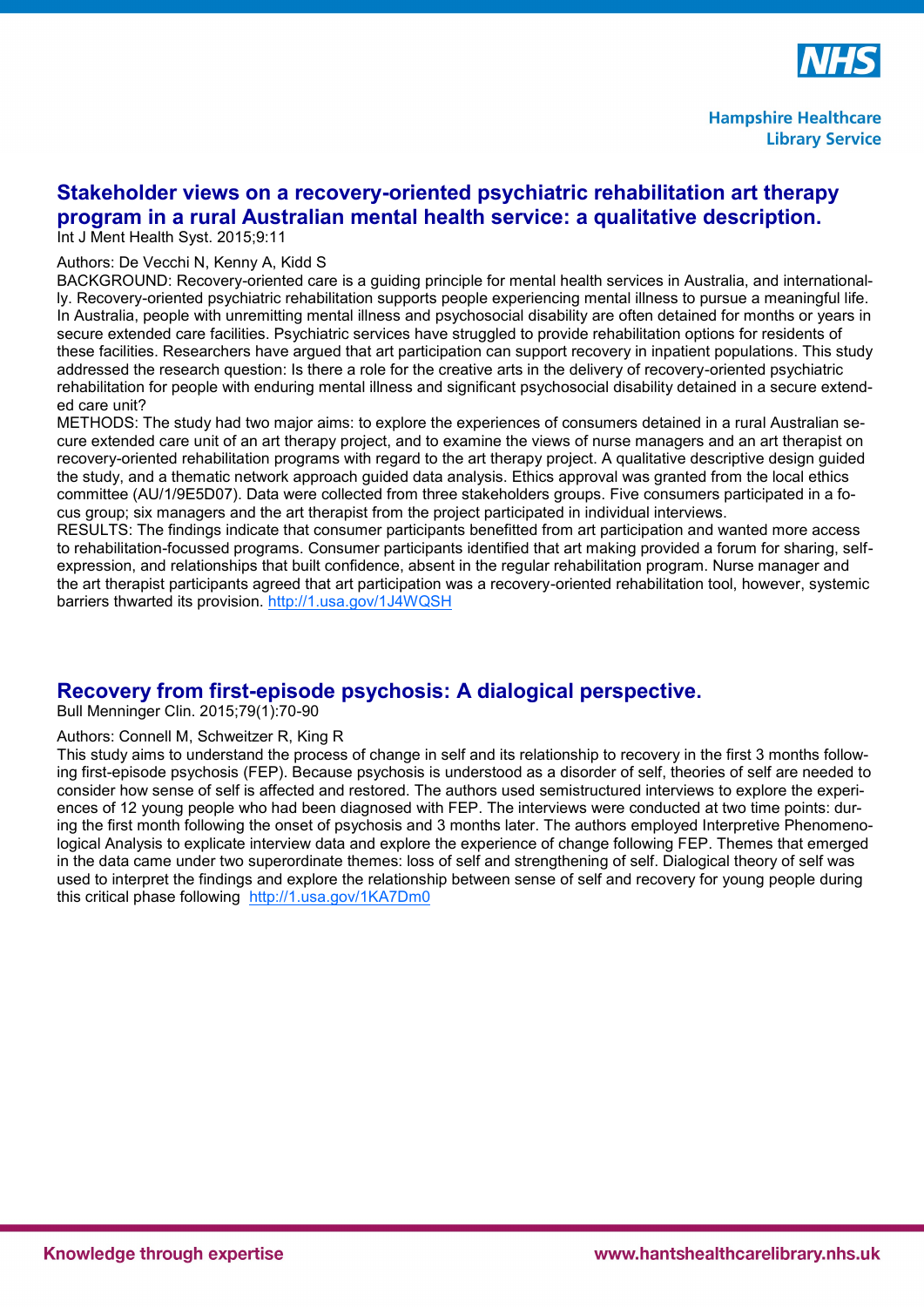## Stakeholder views on a recovery-oriented psychiatric rehabilitation art therapy program in a rural Australian mental health service: a qualitative description.

Int J Ment Health Syst. 2015;9:11

Authors: De Vecchi N, Kenny A, Kidd S

BACKGROUND: Recovery-oriented care is a guiding principle for mental health services in Australia, and internationally. Recovery-oriented psychiatric rehabilitation supports people experiencing mental illness to pursue a meaningful life. In Australia, people with unremitting mental illness and psychosocial disability are often detained for months or years in secure extended care facilities. Psychiatric services have struggled to provide rehabilitation options for residents of these facilities. Researchers have argued that art participation can support recovery in inpatient populations. This study addressed the research question: Is there a role for the creative arts in the delivery of recovery-oriented psychiatric rehabilitation for people with enduring mental illness and significant psychosocial disability detained in a secure extended care unit?

METHODS: The study had two major aims: to explore the experiences of consumers detained in a rural Australian secure extended care unit of an art therapy project, and to examine the views of nurse managers and an art therapist on recovery-oriented rehabilitation programs with regard to the art therapy project. A qualitative descriptive design guided the study, and a thematic network approach guided data analysis. Ethics approval was granted from the local ethics committee (AU/1/9E5D07). Data were collected from three stakeholders groups. Five consumers participated in a focus group; six managers and the art therapist from the project participated in individual interviews.

RESULTS: The findings indicate that consumer participants benefitted from art participation and wanted more access to rehabilitation-focussed programs. Consumer participants identified that art making provided a forum for sharing, self-expression, and relationships that built confidence, absent in the regular rehabilitation program. Nurse manager and the art therapist participants agreed that art participation was a recovery-oriented rehabilitation tool, however, systemic barriers thwarted its provision. http://1.usa.gov/1J4WQSH

## Recovery from first-episode psychosis: A dialogical perspective.

Bull Menninger Clin. 2015;79(1):70-90

Authors: Connell M, Schweitzer R, King R

This study aims to understand the process of change in self and its relationship to recovery in the first 3 months following first-episode psychosis (FEP). Because psychosis is understood as a disorder of self, theories of self are needed to consider how sense of self is affected and restored. The authors used semistructured interviews to explore the experiences of 12 young people who had been diagnosed with FEP. The interviews were conducted at two time points: during the first month following the onset of psychosis and 3 months later. The authors employed Interpretive Phenomenological Analysis to explicate interview data and explore the experience of change following FEP. Themes that emerged in the data came under two superordinate themes: loss of self and strengthening of self. Dialogical theory of self was used to interpret the findings and explore the relationship between sense of self and recovery for young people during this critical phase following http://1.usa.gov/1KA7Dm0